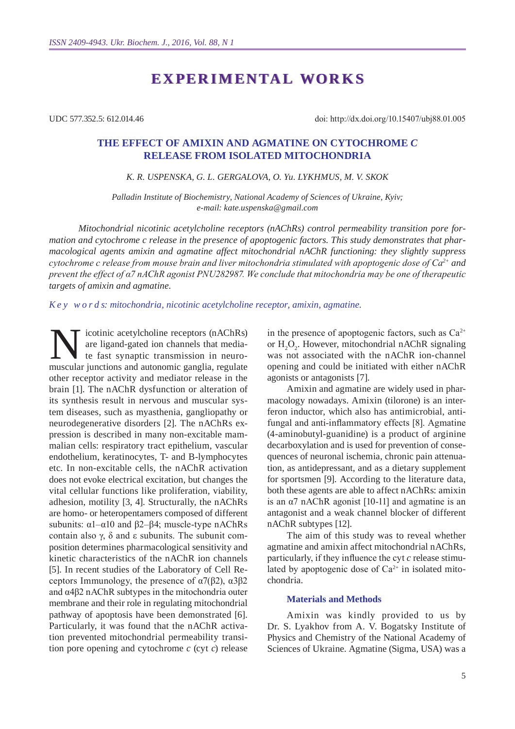# EXPERIMENTAL WORKS

UDC 577.352.5: 612.014.46

doi: http://dx.doi.org/10.15407/ubj88.01.005

## THE EFFECT OF AMIXIN AND AGMATINE ON CYTOCHROME *C* RELEASE FROM ISOLATED MITOCHONDRIA

*K. R. USPENSKA, G. L. GERGALOVA, O. Yu. LYKHMUS, M. V. SKOK*

*Palladin Institute of Biochemistry, National Academy of Sciences of Ukraine, Kyiv; e-mail: kate.uspenska@gmail.com*

*Mitochondrial nicotinic acetylcholine receptors (nAChRs) control permeability transition pore formation and cytochrome c release in the presence of apoptogenic factors. This study demonstrates that pharmacological agents amixin and agmatine affect mitochondrial nAChR functioning: they slightly suppress cytochrome c release from mouse brain and liver mitochondria stimulated with apoptogenic dose of $Ca^{2+}$ and prevent the effect of α7 nAChR agonist PNU282987. We conclude that mitochondria may be one of therapeutic targets of amixin and agmatine.*

*K e y  w o r d s: mitochondria, nicotinic acetylcholine receptor, amixin, agmatine.*

Nicotinic acetylcholine receptors (nAChRs) are ligand-gated ion channels that mediate fast synaptic transmission in neuromuscular junctions and autonomic ganglia, regulate other receptor activity and mediator release in the brain [1]. The nAChR dysfunction or alteration of its synthesis result in nervous and muscular system diseases, such as myasthenia, gangliopathy or neurodegenerative disorders [2]. The nAChRs expression is described in many non-excitable mammalian cells: respiratory tract epithelium, vascular endothelium, keratinocytes, T- and B-lymphocytes etc. In non-excitable cells, the nAChR activation does not evoke electrical excitation, but changes the vital cellular functions like proliferation, viability, adhesion, motility [3, 4]. Structurally, the nAChRs are homo- or heteropentamers composed of different subunits: α1–α10 and β2–β4; muscle-type nAChRs contain also γ, δ and ε subunits. The subunit composition determines pharmacological sensitivity and kinetic characteristics of the nAChR ion channels [5]. In recent studies of the Laboratory of Cell Receptors Immunology, the presence of α7(β2), α3β2 and α4β2 nAChR subtypes in the mitochondria outer membrane and their role in regulating mitochondrial pathway of apoptosis have been demonstrated [6]. Particularly, it was found that the nAChR activation prevented mitochondrial permeability transition pore opening and cytochrome *c* (cyt *c*) release in the presence of apoptogenic factors, such as $Ca^{2+}$ or $H_2O_2$. However, mitochondrial nAChR signaling was not associated with the nAChR ion-channel opening and could be initiated with either nAChR agonists or antagonists [7].

Amixin and agmatine are widely used in pharmacology nowadays. Amixin (tilorone) is an interferon inductor, which also has antimicrobial, antifungal and anti-inflammatory effects [8]. Agmatine (4-aminobutyl-guanidine) is a product of arginine decarboxylation and is used for prevention of consequences of neuronal ischemia, chronic pain attenuation, as antidepressant, and as a dietary supplement for sportsmen [9]. According to the literature data, both these agents are able to affect nAChRs: amixin is an α7 nAChR agonist [10-11] and agmatine is an antagonist and a weak channel blocker of different nAChR subtypes [12].

The aim of this study was to reveal whether agmatine and amixin affect mitochondrial nAChRs, particularly, if they influence the cyt *c* release stimulated by apoptogenic dose of $Ca^{2+}$ in isolated mitochondria.

### Materials and Methods

Amixin was kindly provided to us by Dr. S. Lyakhov from A. V. Bogatsky Institute of Physics and Chemistry of the National Academy of Sciences of Ukraine. Agmatine (Sigma, USA) was a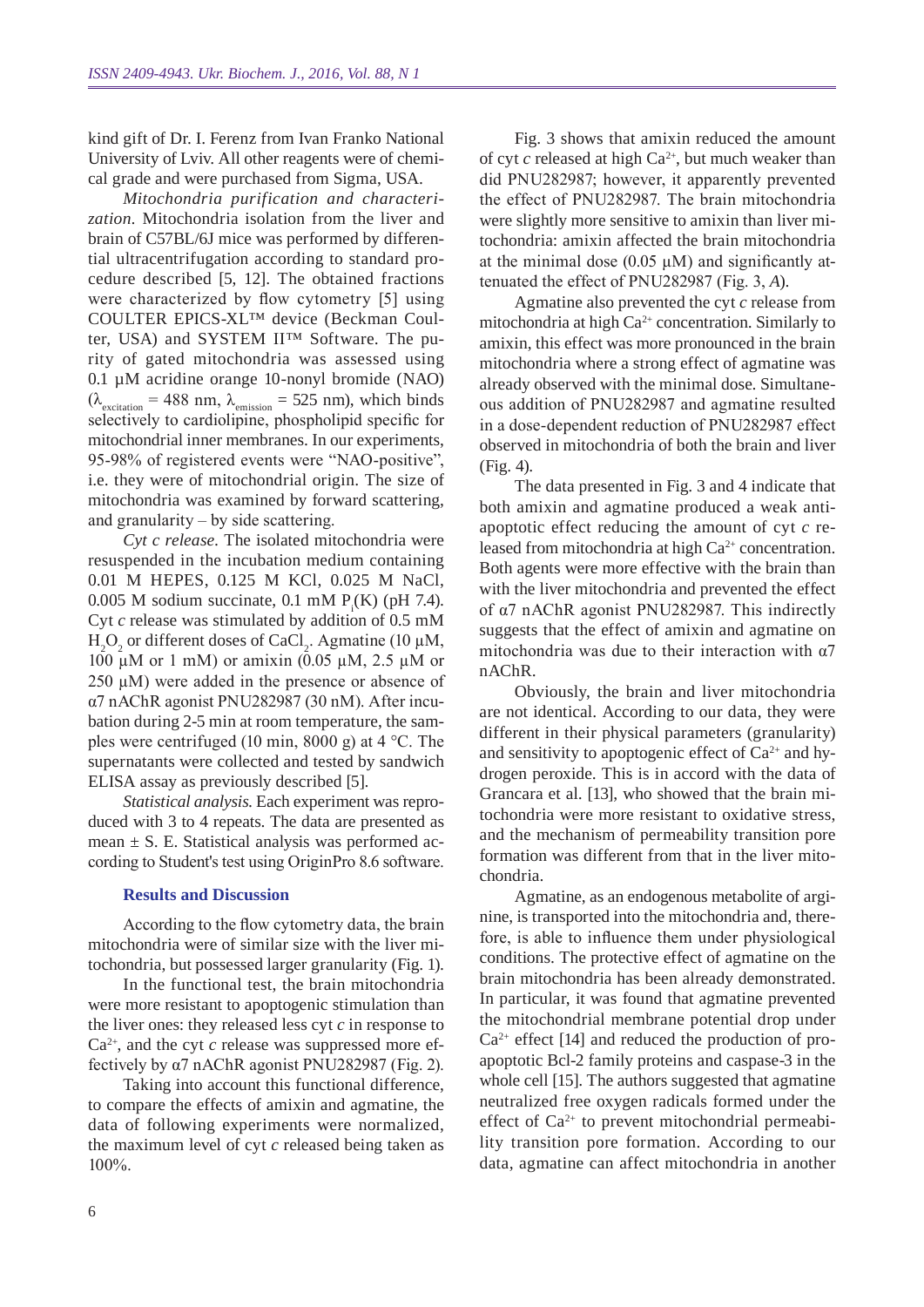kind gift of Dr. I. Ferenz from Ivan Franko National University of Lviv. All other reagents were of chemical grade and were purchased from Sigma, USA.

*Mitochondria purification and characterization.* Mitochondria isolation from the liver and brain of C57BL/6J mice was performed by differential ultracentrifugation according to standard procedure described [5, 12]. The obtained fractions were characterized by flow cytometry [5] using COULTER EPICS-XL™ device (Beckman Coulter, USA) and SYSTEM II™ Software. The purity of gated mitochondria was assessed using 0.1 µM acridine orange 10-nonyl bromide (NAO) ($\lambda_{excitation}$ = 488 nm, $\lambda_{emission}$ = 525 nm), which binds selectively to cardiolipine, phospholipid specific for mitochondrial inner membranes. In our experiments, 95-98% of registered events were "NAO-positive", i.e. they were of mitochondrial origin. The size of mitochondria was examined by forward scattering, and granularity – by side scattering.

*Cyt c release.* The isolated mitochondria were resuspended in the incubation medium containing 0.01 M HEPES, 0.125 M KCl, 0.025 M NaCl, 0.005 M sodium succinate, 0.1 mM $P_i$(K) (pH 7.4). Cyt *c* release was stimulated by addition of 0.5 mM $H_2O_2$ or different doses of $CaCl_2$. Agmatine (10 µM, 100 µM or 1 mM) or amixin (0.05 µM, 2.5 µM or 250 µM) were added in the presence or absence of α7 nAChR agonist PNU282987 (30 nM). After incubation during 2-5 min at room temperature, the samples were centrifuged (10 min, 8000 g) at 4 °C. The supernatants were collected and tested by sandwich ELISA assay as previously described [5].

*Statistical analysis.* Each experiment was reproduced with 3 to 4 repeats. The data are presented as mean ± S. E. Statistical analysis was performed according to Student's test using OriginPro 8.6 software.

## Results and Discussion

According to the flow cytometry data, the brain mitochondria were of similar size with the liver mitochondria, but possessed larger granularity (Fig. 1).

In the functional test, the brain mitochondria were more resistant to apoptogenic stimulation than the liver ones: they released less cyt *c* in response to $Ca^{2+}$, and the cyt *c* release was suppressed more effectively by α7 nAChR agonist PNU282987 (Fig. 2).

Taking into account this functional difference, to compare the effects of amixin and agmatine, the data of following experiments were normalized, the maximum level of cyt *c* released being taken as 100%.

Fig. 3 shows that amixin reduced the amount of cyt *c* released at high $Ca^{2+}$, but much weaker than did PNU282987; however, it apparently prevented the effect of PNU282987. The brain mitochondria were slightly more sensitive to amixin than liver mitochondria: amixin affected the brain mitochondria at the minimal dose (0.05 µM) and significantly attenuated the effect of PNU282987 (Fig. 3, *A*).

Agmatine also prevented the cyt *c* release from mitochondria at high $Ca^{2+}$ concentration. Similarly to amixin, this effect was more pronounced in the brain mitochondria where a strong effect of agmatine was already observed with the minimal dose. Simultaneous addition of PNU282987 and agmatine resulted in a dose-dependent reduction of PNU282987 effect observed in mitochondria of both the brain and liver (Fig. 4).

The data presented in Fig. 3 and 4 indicate that both amixin and agmatine produced a weak anti-apoptotic effect reducing the amount of cyt *c* released from mitochondria at high $Ca^{2+}$ concentration. Both agents were more effective with the brain than with the liver mitochondria and prevented the effect of α7 nAChR agonist PNU282987. This indirectly suggests that the effect of amixin and agmatine on mitochondria was due to their interaction with α7 nAChR.

Obviously, the brain and liver mitochondria are not identical. According to our data, they were different in their physical parameters (granularity) and sensitivity to apoptogenic effect of $Ca^{2+}$ and hydrogen peroxide. This is in accord with the data of Grancara et al. [13], who showed that the brain mitochondria were more resistant to oxidative stress, and the mechanism of permeability transition pore formation was different from that in the liver mitochondria.

Agmatine, as an endogenous metabolite of arginine, is transported into the mitochondria and, therefore, is able to influence them under physiological conditions. The protective effect of agmatine on the brain mitochondria has been already demonstrated. In particular, it was found that agmatine prevented the mitochondrial membrane potential drop under $Ca^{2+}$ effect [14] and reduced the production of pro-apoptotic Bcl-2 family proteins and caspase-3 in the whole cell [15]. The authors suggested that agmatine neutralized free oxygen radicals formed under the effect of $Ca^{2+}$ to prevent mitochondrial permeability transition pore formation. According to our data, agmatine can affect mitochondria in another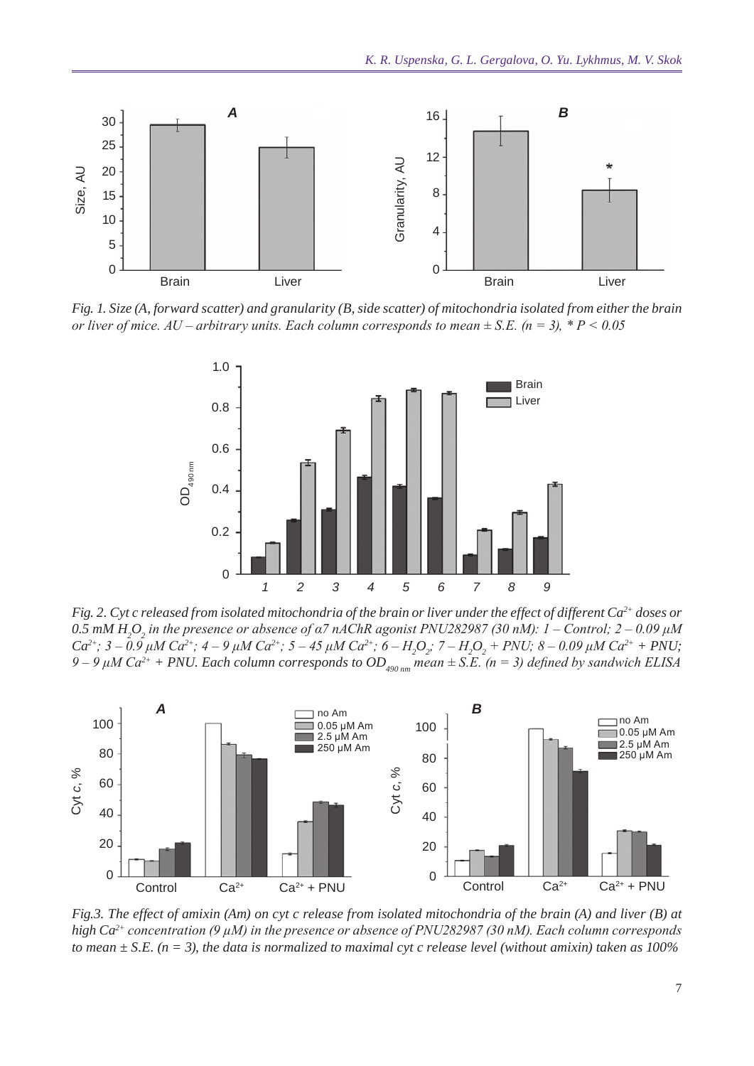*Fig. 1. Size (A, forward scatter) and granularity (B, side scatter) of mitochondria isolated from either the brain or liver of mice. AU – arbitrary units. Each column corresponds to mean ± S.E. (n = 3), * P < 0.05*

*Fig. 2. Cyt c released from isolated mitochondria of the brain or liver under the effect of different $Ca^{2+}$ doses or 0.5 mM $H_2O_2$ in the presence or absence of α7 nAChR agonist PNU282987 (30 nM): 1 – Control; 2 – 0.09 μM $Ca^{2+}$; 3 – 0.9 μM $Ca^{2+}$; 4 – 9 μM $Ca^{2+}$; 5 – 45 μM $Ca^{2+}$; 6 – $H_2O_2$; 7 – $H_2O_2$ + PNU; 8 – 0.09 μM $Ca^{2+}$ + PNU; 9 – 9 μM $Ca^{2+}$ + PNU. Each column corresponds to $OD_{490\,nm}$ mean ± S.E. (n = 3) defined by sandwich ELISA*

*Fig.3. The effect of amixin (Am) on cyt c release from isolated mitochondria of the brain (A) and liver (B) at high $Ca^{2+}$ concentration (9 μM) in the presence or absence of PNU282987 (30 nM). Each column corresponds to mean ± S.E. (n = 3), the data is normalized to maximal cyt c release level (without amixin) taken as 100%*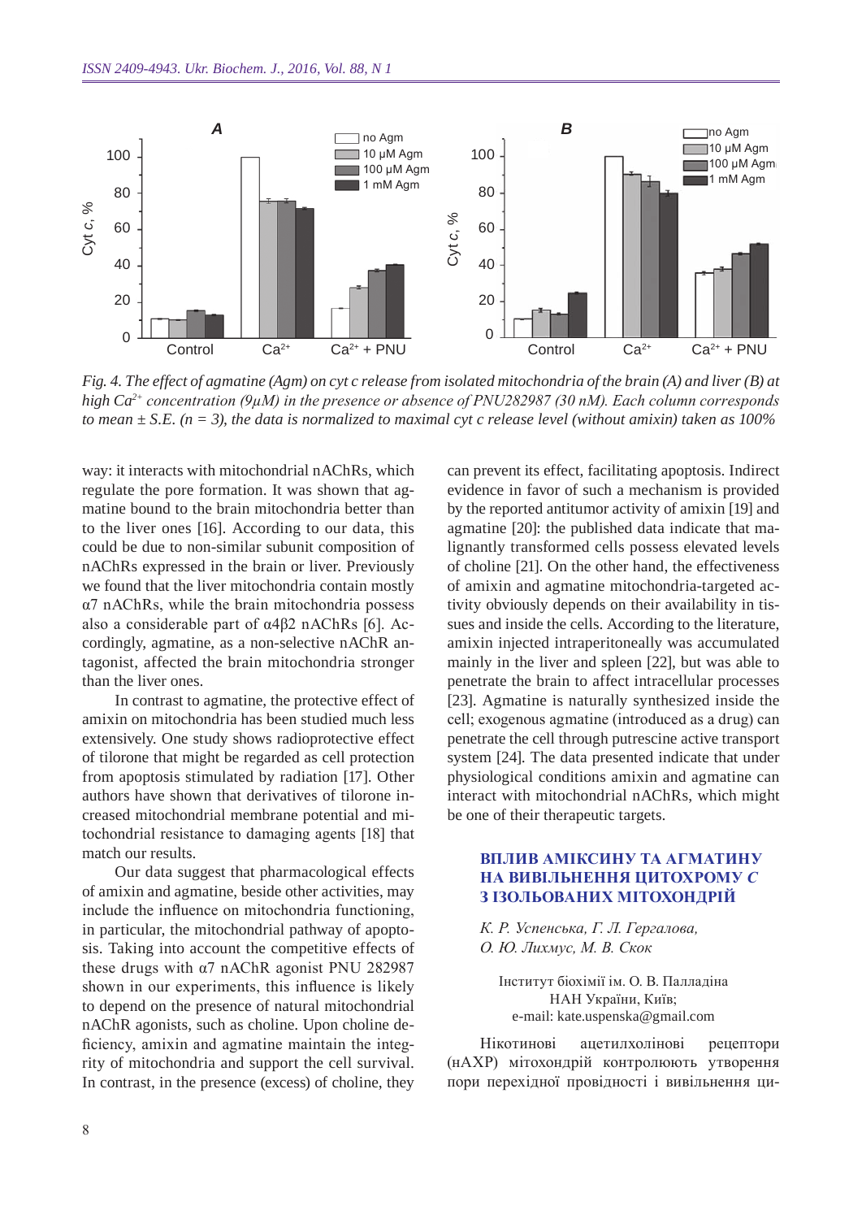*Fig. 4. The effect of agmatine (Agm) on cyt c release from isolated mitochondria of the brain (A) and liver (B) at high $Ca^{2+}$ concentration (9μM) in the presence or absence of PNU282987 (30 nM). Each column corresponds to mean ± S.E. (n = 3), the data is normalized to maximal cyt c release level (without amixin) taken as 100%*

way: it interacts with mitochondrial nAChRs, which regulate the pore formation. It was shown that agmatine bound to the brain mitochondria better than to the liver ones [16]. According to our data, this could be due to non-similar subunit composition of nAChRs expressed in the brain or liver. Previously we found that the liver mitochondria contain mostly α7 nAChRs, while the brain mitochondria possess also a considerable part of α4β2 nAChRs [6]. Accordingly, agmatine, as a non-selective nAChR antagonist, affected the brain mitochondria stronger than the liver ones.

In contrast to agmatine, the protective effect of amixin on mitochondria has been studied much less extensively. One study shows radioprotective effect of tilorone that might be regarded as cell protection from apoptosis stimulated by radiation [17]. Other authors have shown that derivatives of tilorone increased mitochondrial membrane potential and mitochondrial resistance to damaging agents [18] that match our results.

Our data suggest that pharmacological effects of amixin and agmatine, beside other activities, may include the influence on mitochondria functioning, in particular, the mitochondrial pathway of apoptosis. Taking into account the competitive effects of these drugs with α7 nAChR agonist PNU 282987 shown in our experiments, this influence is likely to depend on the presence of natural mitochondrial nAChR agonists, such as choline. Upon choline deficiency, amixin and agmatine maintain the integrity of mitochondria and support the cell survival. In contrast, in the presence (excess) of choline, they can prevent its effect, facilitating apoptosis. Indirect evidence in favor of such a mechanism is provided by the reported antitumor activity of amixin [19] and agmatine [20]: the published data indicate that malignantly transformed cells possess elevated levels of choline [21]. On the other hand, the effectiveness of amixin and agmatine mitochondria-targeted activity obviously depends on their availability in tissues and inside the cells. According to the literature, amixin injected intraperitoneally was accumulated mainly in the liver and spleen [22], but was able to penetrate the brain to affect intracellular processes [23]. Agmatine is naturally synthesized inside the cell; exogenous agmatine (introduced as a drug) can penetrate the cell through putrescine active transport system [24]. The data presented indicate that under physiological conditions amixin and agmatine can interact with mitochondrial nAChRs, which might be one of their therapeutic targets.

## ВПЛИВ АМІКСИНУ ТА АГМАТИНУ НА ВИВІЛЬНЕННЯ ЦИТОХРОМУ *С* З ІЗОЛЬОВАНИХ МІТОХОНДРІЙ

*К. Р. Успенська, Г. Л. Гергалова, О. Ю. Лихмус, М. В. Скок*

Інститут біохімії ім. О. В. Палладіна НАН України, Київ;
e-mail: kate.uspenska@gmail.com

Нікотинові ацетилхолінові рецептори (нАХР) мітохондрій контролюють утворення пори перехідної провідності і вивільнення ци-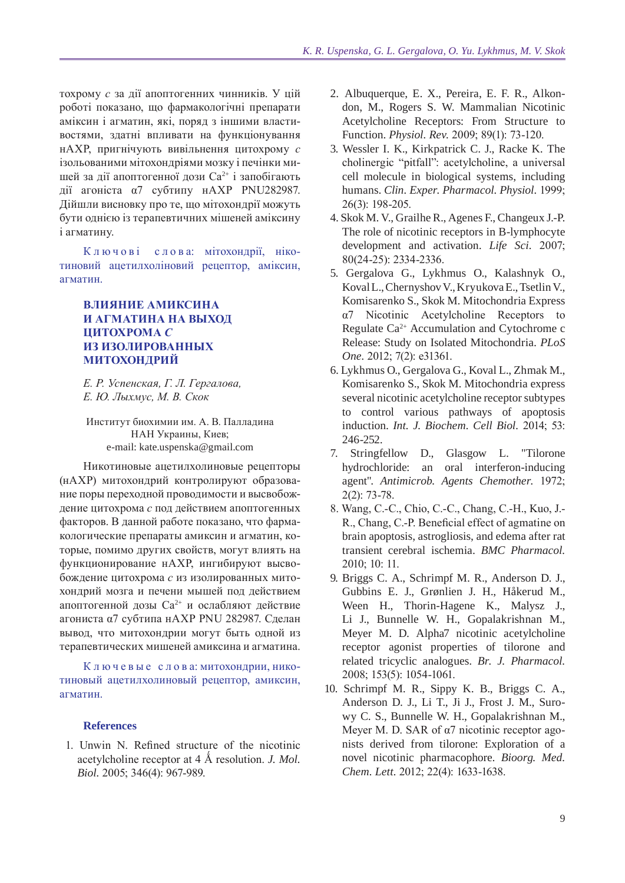тохрому *c* за дії апоптогенних чинників. У цій роботі показано, що фармакологічні препарати аміксин і агматин, які, поряд з іншими властивостями, здатні впливати на функціонування нАХР, пригнічують вивільнення цитохрому *c* ізольованими мітохондріями мозку і печінки мишей за дії апоптогенної дози $Ca^{2+}$ і запобігають дії агоніста α7 субтипу нАХР PNU282987. Дійшли висновку про те, що мітохондрії можуть бути однією із терапевтичних мішеней аміксину і агматину.

Ключові слова: мітохондрії, нікотиновий ацетилхоліновий рецептор, аміксин, агматин.

## ВЛИЯНИЕ АМИКСИНА И АГМАТИНА НА ВЫХОД ЦИТОХРОМА *C* ИЗ ИЗОЛИРОВАННЫХ МИТОХОНДРИЙ

*Е. Р. Успенская, Г. Л. Гергалова, Е. Ю. Лыхмус, М. В. Скок*

Институт биохимии им. А. В. Палладина НАН Украины, Киев;
e-mail: kate.uspenska@gmail.com

Никотиновые ацетилхолиновые рецепторы (нАХР) митохондрий контролируют образование поры переходной проводимости и высвобождение цитохрома *c* под действием апоптогенных факторов. В данной работе показано, что фармакологические препараты амиксин и агматин, которые, помимо других свойств, могут влиять на функционирование нАХР, ингибируют высвобождение цитохрома *c* из изолированных митохондрий мозга и печени мышей под действием апоптогенной дозы $Ca^{2+}$ и ослабляют действие агониста α7 субтипа нАХР PNU 282987. Сделан вывод, что митохондрии могут быть одной из терапевтических мишеней амиксина и агматина.

Ключевые слова: митохондрии, никотиновый ацетилхолиновый рецептор, амиксин, агматин.

### References

1. Unwin N. Refined structure of the nicotinic acetylcholine receptor at 4 Å resolution. *J. Mol. Biol.* 2005; 346(4): 967-989.
2. Albuquerque, E. X., Pereira, E. F. R., Alkondon, M., Rogers S. W. Mammalian Nicotinic Acetylcholine Receptors: From Structure to Function. *Physiol. Rev.* 2009; 89(1): 73-120.
3. Wessler I. K., Kirkpatrick C. J., Racke K. The cholinergic "pitfall": acetylcholine, a universal cell molecule in biological systems, including humans. *Clin. Exper. Pharmacol. Physiol.* 1999; 26(3): 198-205.
4. Skok M. V., Grailhe R., Agenes F., Changeux J.-P. The role of nicotinic receptors in B-lymphocyte development and activation. *Life Sci.* 2007; 80(24-25): 2334-2336.
5. Gergalova G., Lykhmus O., Kalashnyk O., Koval L., Chernyshov V., Kryukova E., Tsetlin V., Komisarenko S., Skok M. Mitochondria Express α7 Nicotinic Acetylcholine Receptors to Regulate $Ca^{2+}$ Accumulation and Cytochrome c Release: Study on Isolated Mitochondria. *PLoS One.* 2012; 7(2): e31361.
6. Lykhmus O., Gergalova G., Koval L., Zhmak M., Komisarenko S., Skok M. Mitochondria express several nicotinic acetylcholine receptor subtypes to control various pathways of apoptosis induction. *Int. J. Biochem. Cell Biol.* 2014; 53: 246-252.
7. Stringfellow D., Glasgow L. "Tilorone hydrochloride: an oral interferon-inducing agent". *Antimicrob. Agents Chemother.* 1972; 2(2): 73-78.
8. Wang, C.-C., Chio, C.-C., Chang, C.-H., Kuo, J.-R., Chang, C.-P. Beneficial effect of agmatine on brain apoptosis, astrogliosis, and edema after rat transient cerebral ischemia. *BMC Pharmacol.* 2010; 10: 11.
9. Briggs C. A., Schrimpf M. R., Anderson D. J., Gubbins E. J., Grønlien J. H., Håkerud M., Ween H., Thorin-Hagene K., Malysz J., Li J., Bunnelle W. H., Gopalakrishnan M., Meyer M. D. Alpha7 nicotinic acetylcholine receptor agonist properties of tilorone and related tricyclic analogues. *Br. J. Pharmacol.* 2008; 153(5): 1054-1061.
10. Schrimpf M. R., Sippy K. B., Briggs C. A., Anderson D. J., Li T., Ji J., Frost J. M., Surowy C. S., Bunnelle W. H., Gopalakrishnan M., Meyer M. D. SAR of α7 nicotinic receptor agonists derived from tilorone: Exploration of a novel nicotinic pharmacophore. *Bioorg. Med. Chem. Lett.* 2012; 22(4): 1633-1638.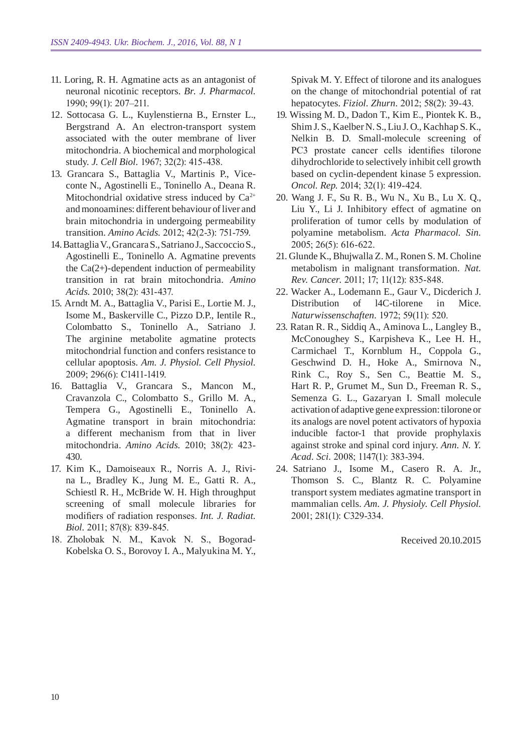11. Loring, R. H. Agmatine acts as an antagonist of neuronal nicotinic receptors. *Br. J. Pharmacol.* 1990; 99(1): 207–211.
12. Sottocasa G. L., Kuylenstierna B., Ernster L., Bergstrand A. An electron-transport system associated with the outer membrane of liver mitochondria. A biochemical and morphological study. *J. Cell Biol.* 1967; 32(2): 415-438.
13. Grancara S., Battaglia V., Martinis P., Viceconte N., Agostinelli E., Toninello A., Deana R. Mitochondrial oxidative stress induced by $Ca^{2+}$ and monoamines: different behaviour of liver and brain mitochondria in undergoing permeability transition. *Amino Acids.* 2012; 42(2-3): 751-759.
14. Battaglia V., Grancara S., Satriano J., Saccoccio S., Agostinelli E., Toninello A. Agmatine prevents the Ca(2+)-dependent induction of permeability transition in rat brain mitochondria. *Amino Acids.* 2010; 38(2): 431-437.
15. Arndt M. A., Battaglia V., Parisi E., Lortie M. J., Isome M., Baskerville C., Pizzo D.P., Ientile R., Colombatto S., Toninello A., Satriano J. The arginine metabolite agmatine protects mitochondrial function and confers resistance to cellular apoptosis. *Am. J. Physiol. Cell Physiol.* 2009; 296(6): C1411-1419.
16. Battaglia V., Grancara S., Mancon M., Cravanzola C., Colombatto S., Grillo M. A., Tempera G., Agostinelli E., Toninello A. Agmatine transport in brain mitochondria: a different mechanism from that in liver mitochondria. *Amino Acids.* 2010; 38(2): 423-430.
17. Kim K., Damoiseaux R., Norris A. J., Rivina L., Bradley K., Jung M. E., Gatti R. A., Schiestl R. H., McBride W. H. High throughput screening of small molecule libraries for modifiers of radiation responses. *Int. J. Radiat. Biol.* 2011; 87(8): 839-845.
18. Zholobak N. M., Kavok N. S., Bogorad-Kobelska O. S., Borovoy I. A., Malyukina M. Y., Spivak M. Y. Effect of tilorone and its analogues on the change of mitochondrial potential of rat hepatocytes. *Fiziol. Zhurn.* 2012; 58(2): 39-43.
19. Wissing M. D., Dadon T., Kim E., Piontek K. B., Shim J. S., Kaelber N. S., Liu J. O., Kachhap S. K., Nelkin B. D. Small-molecule screening of PC3 prostate cancer cells identifies tilorone dihydrochloride to selectively inhibit cell growth based on cyclin-dependent kinase 5 expression. *Oncol. Rep.* 2014; 32(1): 419-424.
20. Wang J. F., Su R. B., Wu N., Xu B., Lu X. Q., Liu Y., Li J. Inhibitory effect of agmatine on proliferation of tumor cells by modulation of polyamine metabolism. *Acta Pharmacol. Sin.* 2005; 26(5): 616-622.
21. Glunde K., Bhujwalla Z. M., Ronen S. M. Choline metabolism in malignant transformation. *Nat. Rev. Cancer.* 2011; 17; 11(12): 835-848.
22. Wacker A., Lodemann E., Gaur V., Dicderich J. Distribution of l4C-tilorene in Mice. *Naturwissenschaften.* 1972; 59(11): 520.
23. Ratan R. R., Siddiq A., Aminova L., Langley B., McConoughey S., Karpisheva K., Lee H. H., Carmichael T., Kornblum H., Coppola G., Geschwind D. H., Hoke A., Smirnova N., Rink C., Roy S., Sen C., Beattie M. S., Hart R. P., Grumet M., Sun D., Freeman R. S., Semenza G. L., Gazaryan I. Small molecule activation of adaptive gene expression: tilorone or its analogs are novel potent activators of hypoxia inducible factor-1 that provide prophylaxis against stroke and spinal cord injury. *Ann. N. Y. Acad. Sci.* 2008; 1147(1): 383-394.
24. Satriano J., Isome M., Casero R. A. Jr., Thomson S. C., Blantz R. C. Polyamine transport system mediates agmatine transport in mammalian cells. *Am. J. Physioly. Cell Physiol.* 2001; 281(1): C329-334.

Received 20.10.2015